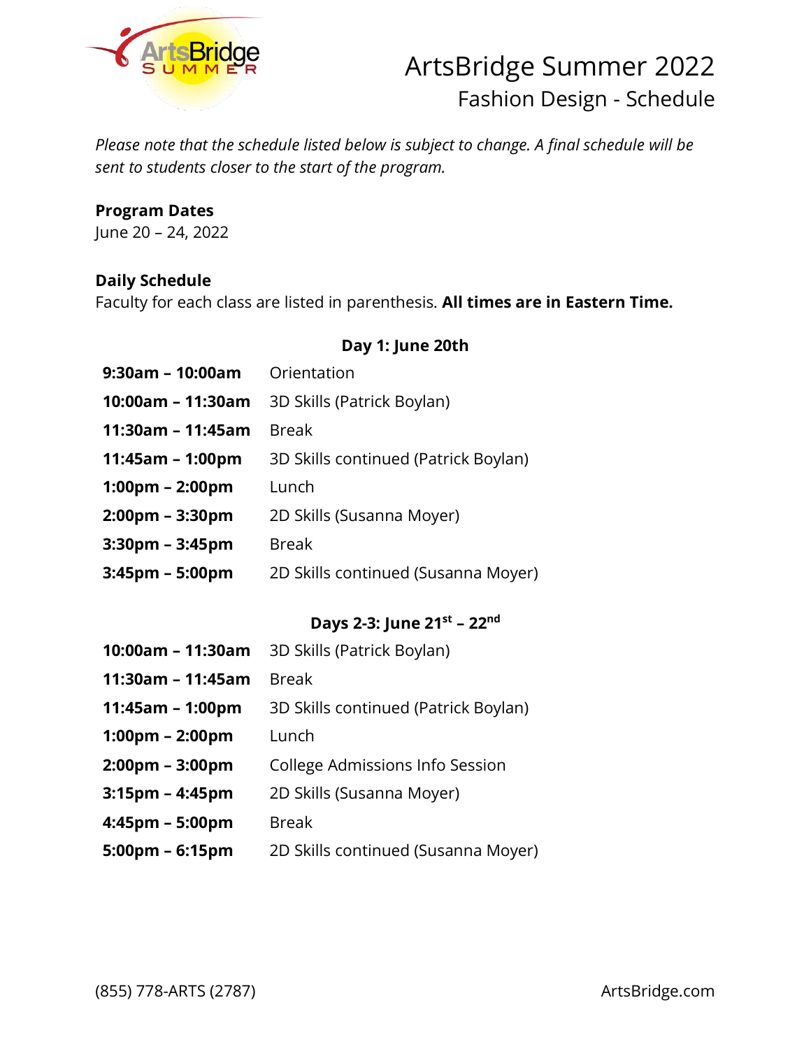# ArtsBridge Summer 2022

## Fashion Design - Schedule

*Please note that the schedule listed below is subject to change. A final schedule will be sent to students closer to the start of the program.*

**Program Dates**

June 20 – 24, 2022

**Daily Schedule**

Faculty for each class are listed in parenthesis. **All times are in Eastern Time.**

**Day 1: June 20th**

| | |
|---|---|
| **9:30am – 10:00am** | Orientation |
| **10:00am – 11:30am** | 3D Skills (Patrick Boylan) |
| **11:30am – 11:45am** | Break |
| **11:45am – 1:00pm** | 3D Skills continued (Patrick Boylan) |
| **1:00pm – 2:00pm** | Lunch |
| **2:00pm – 3:30pm** | 2D Skills (Susanna Moyer) |
| **3:30pm – 3:45pm** | Break |
| **3:45pm – 5:00pm** | 2D Skills continued (Susanna Moyer) |

**Days 2-3: June 21st – 22nd**

| | |
|---|---|
| **10:00am – 11:30am** | 3D Skills (Patrick Boylan) |
| **11:30am – 11:45am** | Break |
| **11:45am – 1:00pm** | 3D Skills continued (Patrick Boylan) |
| **1:00pm – 2:00pm** | Lunch |
| **2:00pm – 3:00pm** | College Admissions Info Session |
| **3:15pm – 4:45pm** | 2D Skills (Susanna Moyer) |
| **4:45pm – 5:00pm** | Break |
| **5:00pm – 6:15pm** | 2D Skills continued (Susanna Moyer) |

(855) 778-ARTS (2787) ArtsBridge.com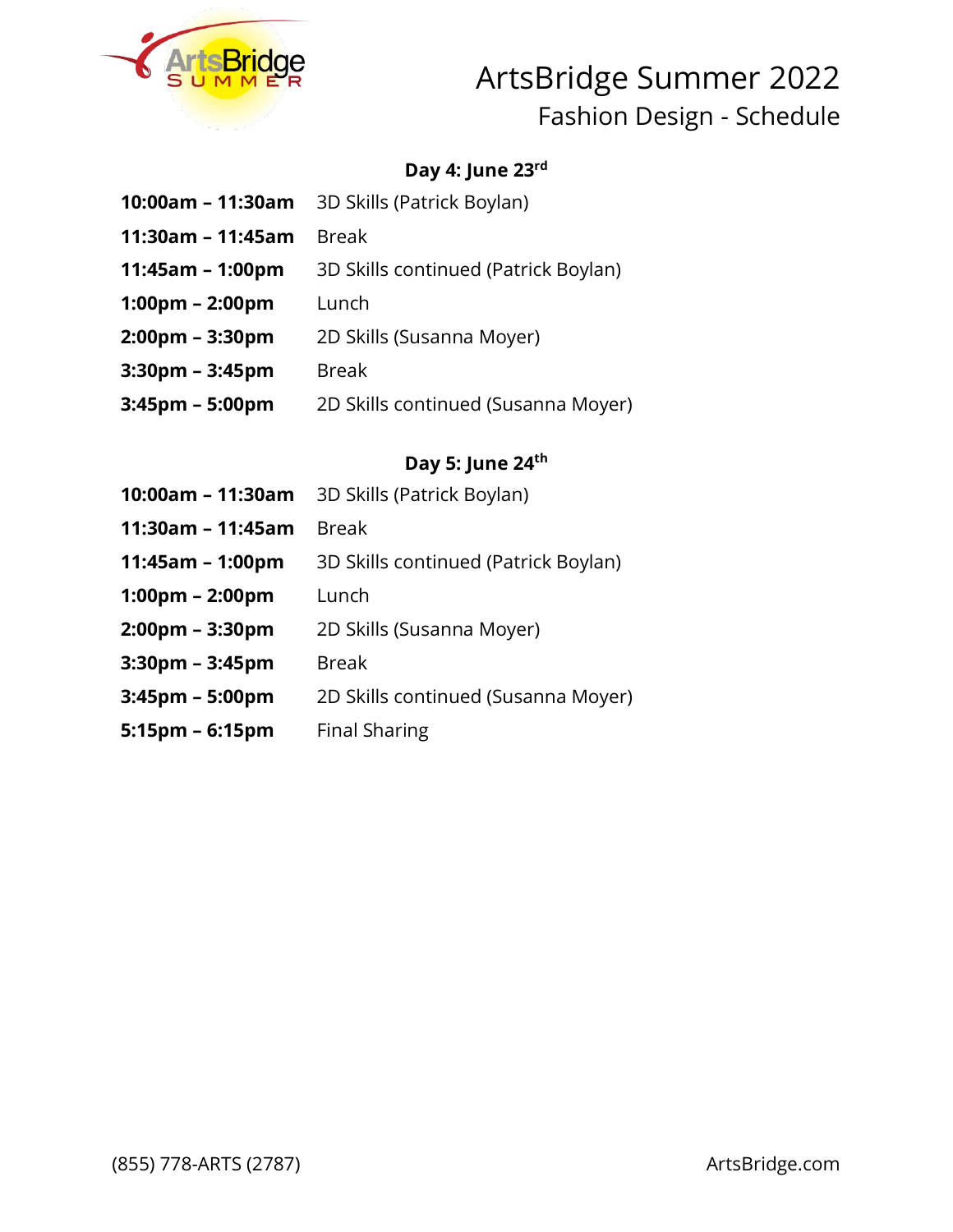# ArtsBridge Summer 2022

## Fashion Design - Schedule

### Day 4: June 23rd

| | |
|---|---|
| **10:00am – 11:30am** | 3D Skills (Patrick Boylan) |
| **11:30am – 11:45am** | Break |
| **11:45am – 1:00pm** | 3D Skills continued (Patrick Boylan) |
| **1:00pm – 2:00pm** | Lunch |
| **2:00pm – 3:30pm** | 2D Skills (Susanna Moyer) |
| **3:30pm – 3:45pm** | Break |
| **3:45pm – 5:00pm** | 2D Skills continued (Susanna Moyer) |

### Day 5: June 24th

| | |
|---|---|
| **10:00am – 11:30am** | 3D Skills (Patrick Boylan) |
| **11:30am – 11:45am** | Break |
| **11:45am – 1:00pm** | 3D Skills continued (Patrick Boylan) |
| **1:00pm – 2:00pm** | Lunch |
| **2:00pm – 3:30pm** | 2D Skills (Susanna Moyer) |
| **3:30pm – 3:45pm** | Break |
| **3:45pm – 5:00pm** | 2D Skills continued (Susanna Moyer) |
| **5:15pm – 6:15pm** | Final Sharing |

(855) 778-ARTS (2787) ArtsBridge.com